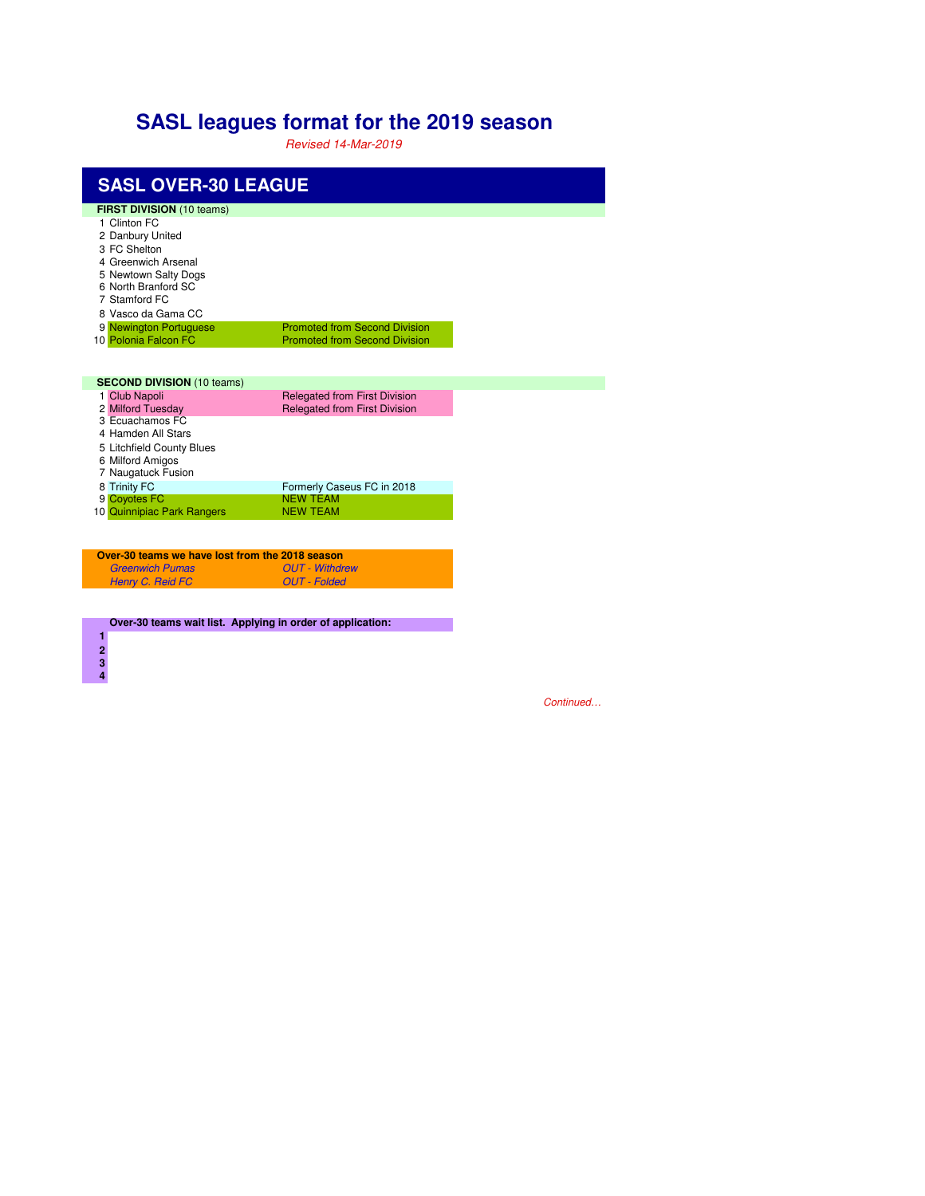# SASL leagues format for the 2019 season

*Revised 14-Mar-2019*

## SASL OVER-30 LEAGUE

**FIRST DIVISION** (10 teams)

| # | Team | Note |
|---|---|---|
| 1 | Clinton FC | |
| 2 | Danbury United | |
| 3 | FC Shelton | |
| 4 | Greenwich Arsenal | |
| 5 | Newtown Salty Dogs | |
| 6 | North Branford SC | |
| 7 | Stamford FC | |
| 8 | Vasco da Gama CC | |
| 9 | Newington Portuguese | Promoted from Second Division |
| 10 | Polonia Falcon FC | Promoted from Second Division |

**SECOND DIVISION** (10 teams)

| # | Team | Note |
|---|---|---|
| 1 | Club Napoli | Relegated from First Division |
| 2 | Milford Tuesday | Relegated from First Division |
| 3 | Ecuachamos FC | |
| 4 | Hamden All Stars | |
| 5 | Litchfield County Blues | |
| 6 | Milford Amigos | |
| 7 | Naugatuck Fusion | |
| 8 | Trinity FC | Formerly Caseus FC in 2018 |
| 9 | Coyotes FC | NEW TEAM |
| 10 | Quinnipiac Park Rangers | NEW TEAM |

**Over-30 teams we have lost from the 2018 season**

| Team | Status |
|---|---|
| *Greenwich Pumas* | *OUT - Withdrew* |
| *Henry C. Reid FC* | *OUT - Folded* |

**Over-30 teams wait list. Applying in order of application:**

**1**
**2**
**3**
**4**

*Continued…*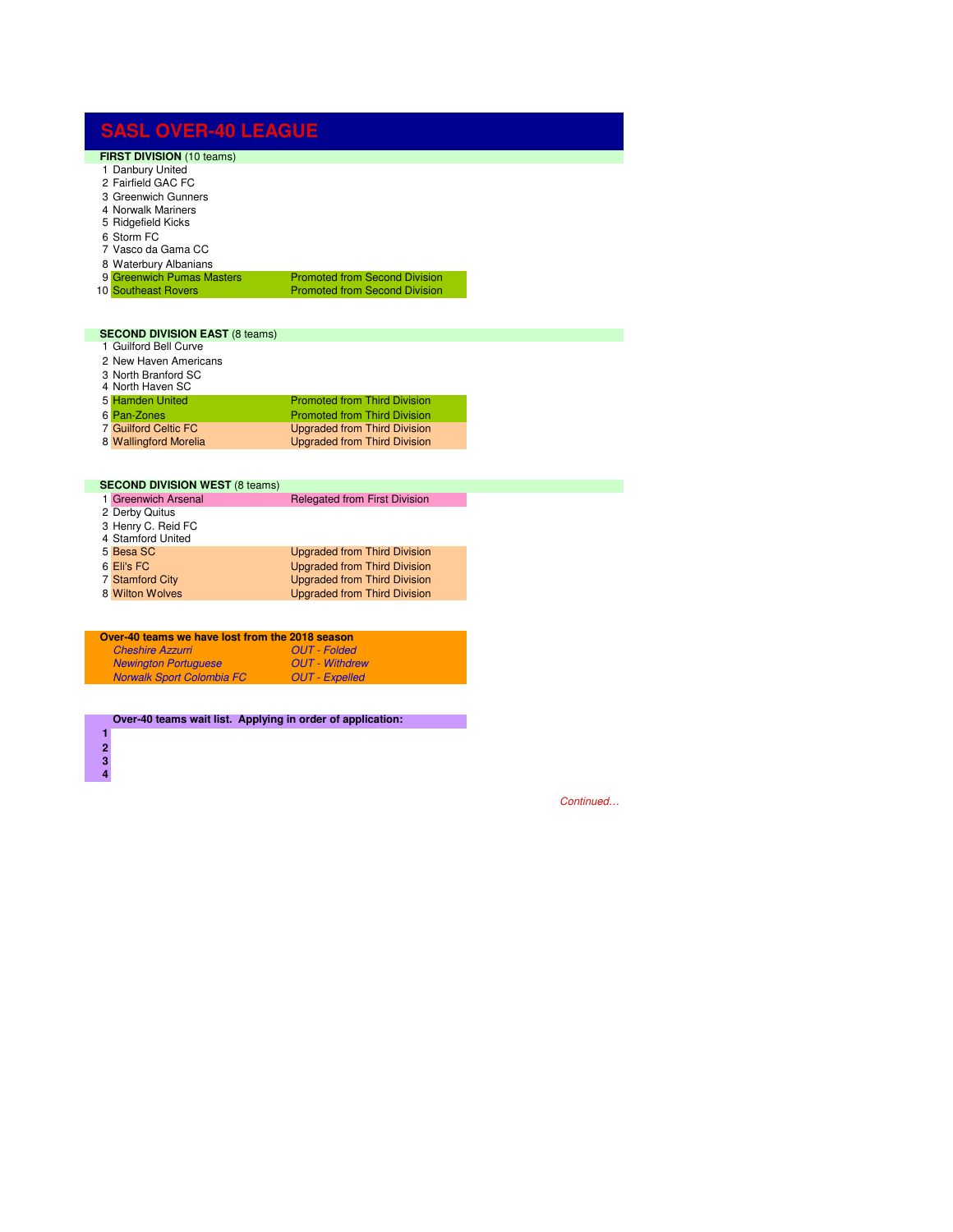# SASL OVER-40 LEAGUE

**FIRST DIVISION** (10 teams)

| # | Team | Status |
|---|---|---|
| 1 | Danbury United | |
| 2 | Fairfield GAC FC | |
| 3 | Greenwich Gunners | |
| 4 | Norwalk Mariners | |
| 5 | Ridgefield Kicks | |
| 6 | Storm FC | |
| 7 | Vasco da Gama CC | |
| 8 | Waterbury Albanians | |
| 9 | Greenwich Pumas Masters | Promoted from Second Division |
| 10 | Southeast Rovers | Promoted from Second Division |

**SECOND DIVISION EAST** (8 teams)

| # | Team | Status |
|---|---|---|
| 1 | Guilford Bell Curve | |
| 2 | New Haven Americans | |
| 3 | North Branford SC | |
| 4 | North Haven SC | |
| 5 | Hamden United | Promoted from Third Division |
| 6 | Pan-Zones | Promoted from Third Division |
| 7 | Guilford Celtic FC | Upgraded from Third Division |
| 8 | Wallingford Morelia | Upgraded from Third Division |

**SECOND DIVISION WEST** (8 teams)

| # | Team | Status |
|---|---|---|
| 1 | Greenwich Arsenal | Relegated from First Division |
| 2 | Derby Quitus | |
| 3 | Henry C. Reid FC | |
| 4 | Stamford United | |
| 5 | Besa SC | Upgraded from Third Division |
| 6 | Eli's FC | Upgraded from Third Division |
| 7 | Stamford City | Upgraded from Third Division |
| 8 | Wilton Wolves | Upgraded from Third Division |

**Over-40 teams we have lost from the 2018 season**

| Team | Status |
|---|---|
| *Cheshire Azzurri* | *OUT - Folded* |
| *Newington Portuguese* | *OUT - Withdrew* |
| *Norwalk Sport Colombia FC* | *OUT - Expelled* |

**Over-40 teams wait list. Applying in order of application:**

**1**

**2**

**3**

**4**

*Continued…*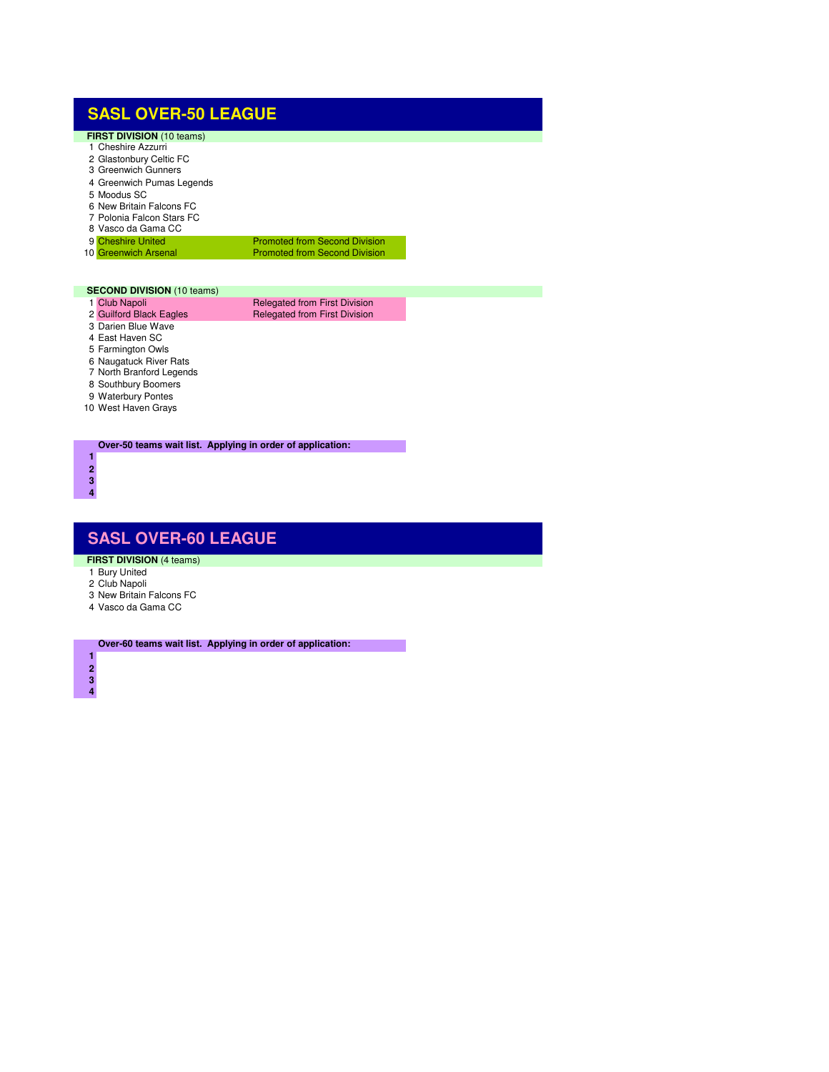# SASL OVER-50 LEAGUE

**FIRST DIVISION** (10 teams)

| # | Team | Note |
|---|---|---|
| 1 | Cheshire Azzurri | |
| 2 | Glastonbury Celtic FC | |
| 3 | Greenwich Gunners | |
| 4 | Greenwich Pumas Legends | |
| 5 | Moodus SC | |
| 6 | New Britain Falcons FC | |
| 7 | Polonia Falcon Stars FC | |
| 8 | Vasco da Gama CC | |
| 9 | Cheshire United | Promoted from Second Division |
| 10 | Greenwich Arsenal | Promoted from Second Division |

**SECOND DIVISION** (10 teams)

| # | Team | Note |
|---|---|---|
| 1 | Club Napoli | Relegated from First Division |
| 2 | Guilford Black Eagles | Relegated from First Division |
| 3 | Darien Blue Wave | |
| 4 | East Haven SC | |
| 5 | Farmington Owls | |
| 6 | Naugatuck River Rats | |
| 7 | North Branford Legends | |
| 8 | Southbury Boomers | |
| 9 | Waterbury Pontes | |
| 10 | West Haven Grays | |

**Over-50 teams wait list. Applying in order of application:**

**1**
**2**
**3**
**4**

# SASL OVER-60 LEAGUE

**FIRST DIVISION** (4 teams)

1. Bury United
2. Club Napoli
3. New Britain Falcons FC
4. Vasco da Gama CC

**Over-60 teams wait list. Applying in order of application:**

**1**
**2**
**3**
**4**